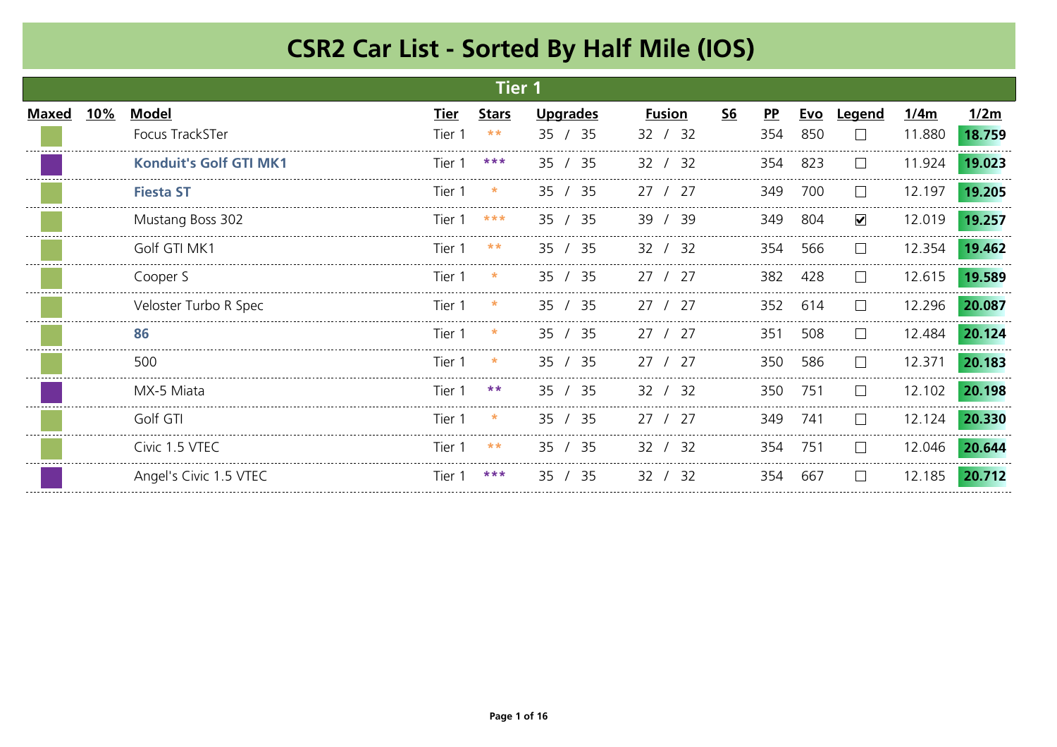# CSR2 Car List - Sorted By Half Mile (IOS)

## Tier 1

| Maxed | 10% | Model | Tier | Stars | Upgrades | Fusion | S6 | PP | Evo | Legend | 1/4m | 1/2m |
|---|---|---|---|---|---|---|---|---|---|---|---|---|
| | | Focus TrackSTer | Tier 1 | ** | 35 / 35 | 32 / 32 | | 354 | 850 | ☐ | 11.880 | **18.759** |
| | | **Konduit's Golf GTI MK1** | Tier 1 | *** | 35 / 35 | 32 / 32 | | 354 | 823 | ☐ | 11.924 | **19.023** |
| | | **Fiesta ST** | Tier 1 | * | 35 / 35 | 27 / 27 | | 349 | 700 | ☐ | 12.197 | **19.205** |
| | | Mustang Boss 302 | Tier 1 | *** | 35 / 35 | 39 / 39 | | 349 | 804 | ☑ | 12.019 | **19.257** |
| | | Golf GTI MK1 | Tier 1 | ** | 35 / 35 | 32 / 32 | | 354 | 566 | ☐ | 12.354 | **19.462** |
| | | Cooper S | Tier 1 | * | 35 / 35 | 27 / 27 | | 382 | 428 | ☐ | 12.615 | **19.589** |
| | | Veloster Turbo R Spec | Tier 1 | * | 35 / 35 | 27 / 27 | | 352 | 614 | ☐ | 12.296 | **20.087** |
| | | **86** | Tier 1 | * | 35 / 35 | 27 / 27 | | 351 | 508 | ☐ | 12.484 | **20.124** |
| | | 500 | Tier 1 | * | 35 / 35 | 27 / 27 | | 350 | 586 | ☐ | 12.371 | **20.183** |
| | | MX-5 Miata | Tier 1 | ** | 35 / 35 | 32 / 32 | | 350 | 751 | ☐ | 12.102 | **20.198** |
| | | Golf GTI | Tier 1 | * | 35 / 35 | 27 / 27 | | 349 | 741 | ☐ | 12.124 | **20.330** |
| | | Civic 1.5 VTEC | Tier 1 | ** | 35 / 35 | 32 / 32 | | 354 | 751 | ☐ | 12.046 | **20.644** |
| | | Angel's Civic 1.5 VTEC | Tier 1 | *** | 35 / 35 | 32 / 32 | | 354 | 667 | ☐ | 12.185 | **20.712** |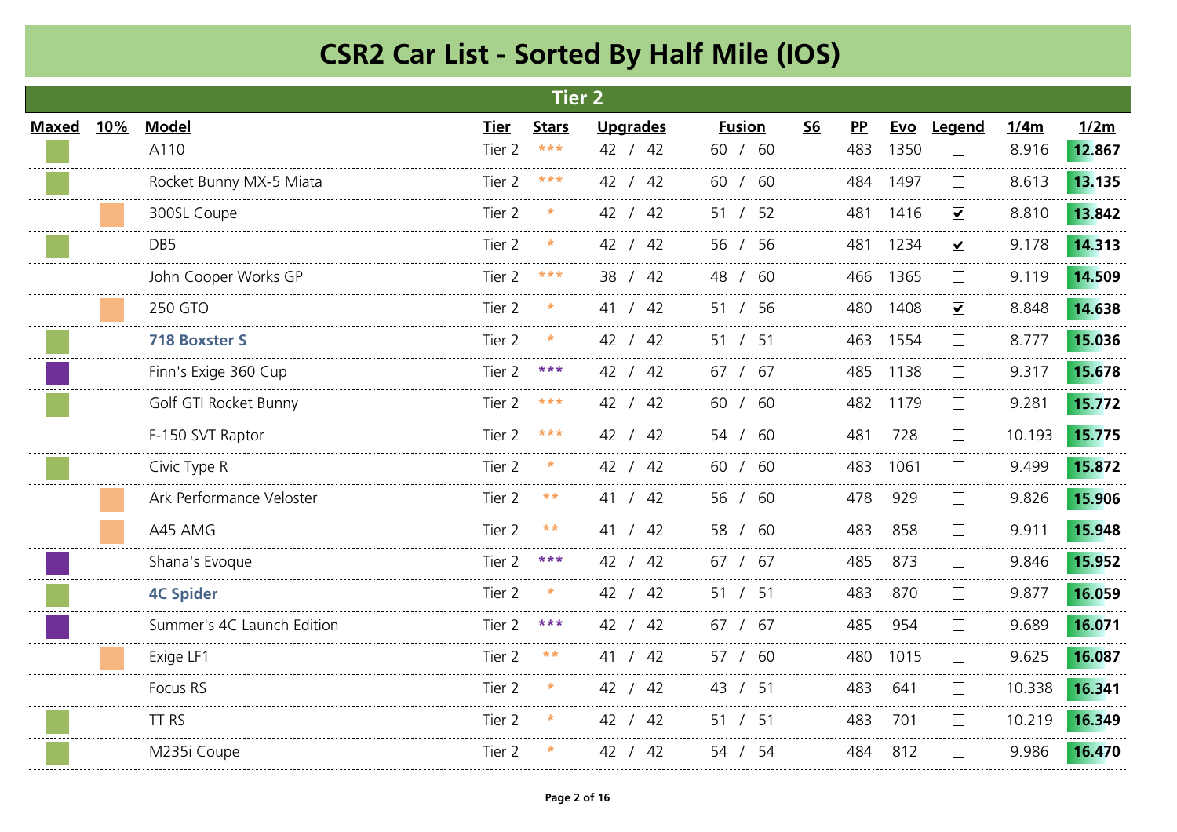# CSR2 Car List - Sorted By Half Mile (IOS)

## Tier 2

| Maxed | 10% | Model | Tier | Stars | Upgrades | Fusion | S6 | PP | Evo | Legend | 1/4m | 1/2m |
|---|---|---|---|---|---|---|---|---|---|---|---|---|
| ■ | | A110 | Tier 2 | *** | 42 / 42 | 60 / 60 | | 483 | 1350 | ☐ | 8.916 | **12.867** |
| ■ | | Rocket Bunny MX-5 Miata | Tier 2 | *** | 42 / 42 | 60 / 60 | | 484 | 1497 | ☐ | 8.613 | **13.135** |
| | ■ | 300SL Coupe | Tier 2 | * | 42 / 42 | 51 / 52 | | 481 | 1416 | ☑ | 8.810 | **13.842** |
| ■ | | DB5 | Tier 2 | * | 42 / 42 | 56 / 56 | | 481 | 1234 | ☑ | 9.178 | **14.313** |
| | | John Cooper Works GP | Tier 2 | *** | 38 / 42 | 48 / 60 | | 466 | 1365 | ☐ | 9.119 | **14.509** |
| | ■ | 250 GTO | Tier 2 | * | 41 / 42 | 51 / 56 | | 480 | 1408 | ☑ | 8.848 | **14.638** |
| ■ | | **718 Boxster S** | Tier 2 | * | 42 / 42 | 51 / 51 | | 463 | 1554 | ☐ | 8.777 | **15.036** |
| ■ | | Finn's Exige 360 Cup | Tier 2 | *** | 42 / 42 | 67 / 67 | | 485 | 1138 | ☐ | 9.317 | **15.678** |
| ■ | | Golf GTI Rocket Bunny | Tier 2 | *** | 42 / 42 | 60 / 60 | | 482 | 1179 | ☐ | 9.281 | **15.772** |
| | | F-150 SVT Raptor | Tier 2 | *** | 42 / 42 | 54 / 60 | | 481 | 728 | ☐ | 10.193 | **15.775** |
| ■ | | Civic Type R | Tier 2 | * | 42 / 42 | 60 / 60 | | 483 | 1061 | ☐ | 9.499 | **15.872** |
| | ■ | Ark Performance Veloster | Tier 2 | ** | 41 / 42 | 56 / 60 | | 478 | 929 | ☐ | 9.826 | **15.906** |
| | ■ | A45 AMG | Tier 2 | ** | 41 / 42 | 58 / 60 | | 483 | 858 | ☐ | 9.911 | **15.948** |
| ■ | | Shana's Evoque | Tier 2 | *** | 42 / 42 | 67 / 67 | | 485 | 873 | ☐ | 9.846 | **15.952** |
| ■ | | **4C Spider** | Tier 2 | * | 42 / 42 | 51 / 51 | | 483 | 870 | ☐ | 9.877 | **16.059** |
| ■ | | Summer's 4C Launch Edition | Tier 2 | *** | 42 / 42 | 67 / 67 | | 485 | 954 | ☐ | 9.689 | **16.071** |
| | ■ | Exige LF1 | Tier 2 | ** | 41 / 42 | 57 / 60 | | 480 | 1015 | ☐ | 9.625 | **16.087** |
| | | Focus RS | Tier 2 | * | 42 / 42 | 43 / 51 | | 483 | 641 | ☐ | 10.338 | **16.341** |
| ■ | | TT RS | Tier 2 | * | 42 / 42 | 51 / 51 | | 483 | 701 | ☐ | 10.219 | **16.349** |
| ■ | | M235i Coupe | Tier 2 | * | 42 / 42 | 54 / 54 | | 484 | 812 | ☐ | 9.986 | **16.470** |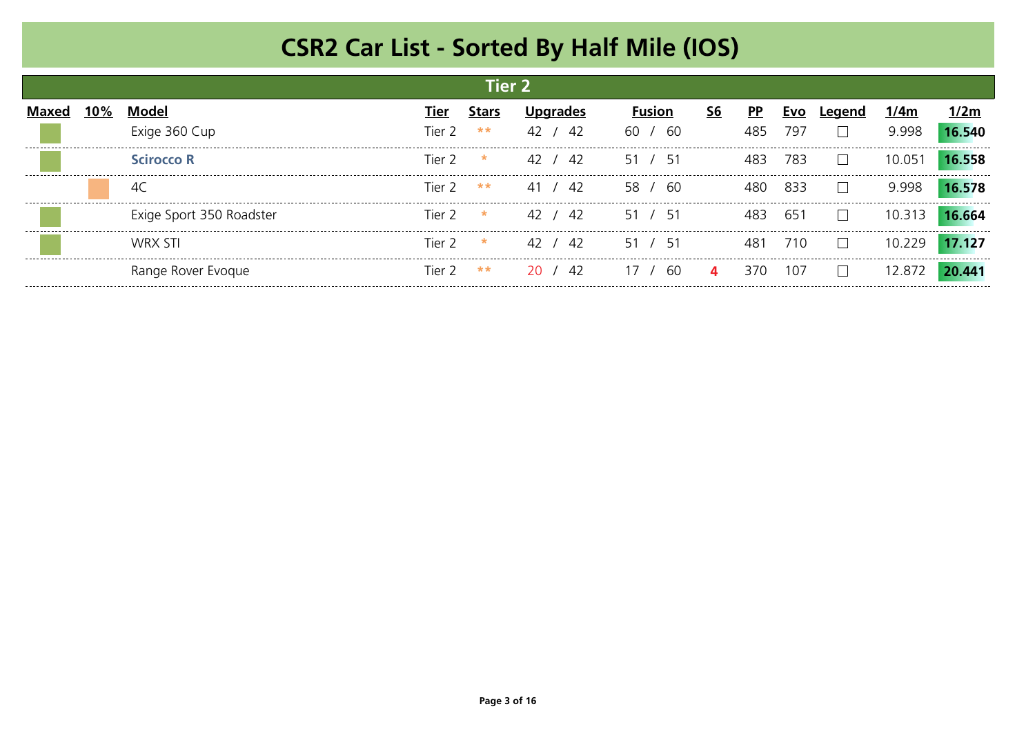# CSR2 Car List - Sorted By Half Mile (IOS)

## Tier 2

| Maxed | 10% | Model | Tier | Stars | Upgrades | Fusion | S6 | PP | Evo | Legend | 1/4m | 1/2m |
|---|---|---|---|---|---|---|---|---|---|---|---|---|
| ■ | | Exige 360 Cup | Tier 2 | ** | 42 / 42 | 60 / 60 | | 485 | 797 | ☐ | 9.998 | **16.540** |
| ■ | | **Scirocco R** | Tier 2 | * | 42 / 42 | 51 / 51 | | 483 | 783 | ☐ | 10.051 | **16.558** |
| | ■ | 4C | Tier 2 | ** | 41 / 42 | 58 / 60 | | 480 | 833 | ☐ | 9.998 | **16.578** |
| ■ | | Exige Sport 350 Roadster | Tier 2 | * | 42 / 42 | 51 / 51 | | 483 | 651 | ☐ | 10.313 | **16.664** |
| ■ | | WRX STI | Tier 2 | * | 42 / 42 | 51 / 51 | | 481 | 710 | ☐ | 10.229 | **17.127** |
| | | Range Rover Evoque | Tier 2 | ** | 20 / 42 | 17 / 60 | **4** | 370 | 107 | ☐ | 12.872 | **20.441** |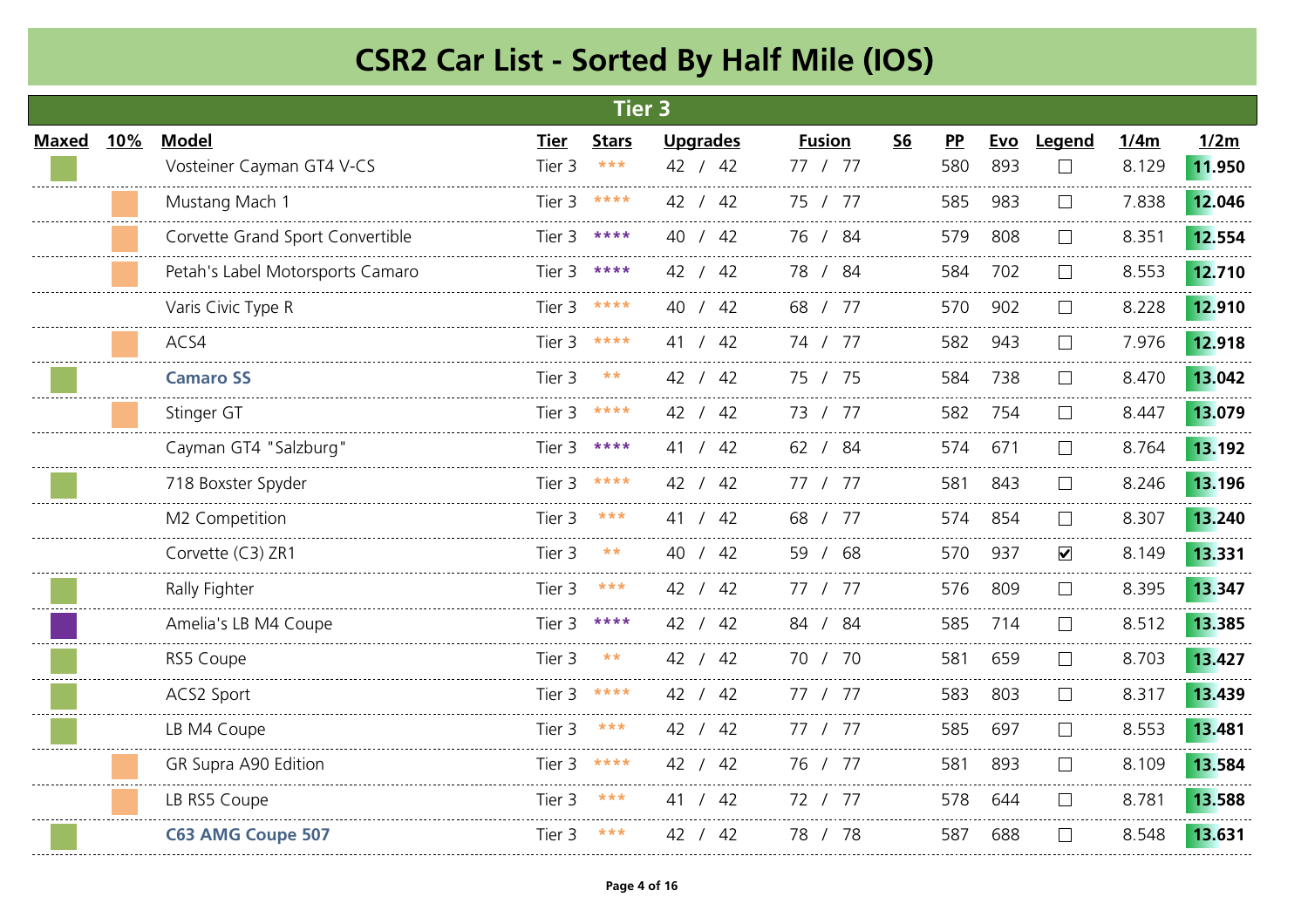# CSR2 Car List - Sorted By Half Mile (IOS)

## Tier 3

| Maxed | 10% | Model | Tier | Stars | Upgrades | Fusion | S6 | PP | Evo | Legend | 1/4m | 1/2m |
|---|---|---|---|---|---|---|---|---|---|---|---|---|
| ■ | | Vosteiner Cayman GT4 V-CS | Tier 3 | *** | 42 / 42 | 77 / 77 | | 580 | 893 | ☐ | 8.129 | **11.950** |
| | ■ | Mustang Mach 1 | Tier 3 | **** | 42 / 42 | 75 / 77 | | 585 | 983 | ☐ | 7.838 | **12.046** |
| | ■ | Corvette Grand Sport Convertible | Tier 3 | **** | 40 / 42 | 76 / 84 | | 579 | 808 | ☐ | 8.351 | **12.554** |
| | ■ | Petah's Label Motorsports Camaro | Tier 3 | **** | 42 / 42 | 78 / 84 | | 584 | 702 | ☐ | 8.553 | **12.710** |
| | | Varis Civic Type R | Tier 3 | **** | 40 / 42 | 68 / 77 | | 570 | 902 | ☐ | 8.228 | **12.910** |
| | ■ | ACS4 | Tier 3 | **** | 41 / 42 | 74 / 77 | | 582 | 943 | ☐ | 7.976 | **12.918** |
| ■ | | **Camaro SS** | Tier 3 | ** | 42 / 42 | 75 / 75 | | 584 | 738 | ☐ | 8.470 | **13.042** |
| | ■ | Stinger GT | Tier 3 | **** | 42 / 42 | 73 / 77 | | 582 | 754 | ☐ | 8.447 | **13.079** |
| | | Cayman GT4 "Salzburg" | Tier 3 | **** | 41 / 42 | 62 / 84 | | 574 | 671 | ☐ | 8.764 | **13.192** |
| ■ | | 718 Boxster Spyder | Tier 3 | **** | 42 / 42 | 77 / 77 | | 581 | 843 | ☐ | 8.246 | **13.196** |
| | | M2 Competition | Tier 3 | *** | 41 / 42 | 68 / 77 | | 574 | 854 | ☐ | 8.307 | **13.240** |
| | | Corvette (C3) ZR1 | Tier 3 | ** | 40 / 42 | 59 / 68 | | 570 | 937 | ☑ | 8.149 | **13.331** |
| ■ | | Rally Fighter | Tier 3 | *** | 42 / 42 | 77 / 77 | | 576 | 809 | ☐ | 8.395 | **13.347** |
| ■ | | Amelia's LB M4 Coupe | Tier 3 | **** | 42 / 42 | 84 / 84 | | 585 | 714 | ☐ | 8.512 | **13.385** |
| ■ | | RS5 Coupe | Tier 3 | ** | 42 / 42 | 70 / 70 | | 581 | 659 | ☐ | 8.703 | **13.427** |
| ■ | | ACS2 Sport | Tier 3 | **** | 42 / 42 | 77 / 77 | | 583 | 803 | ☐ | 8.317 | **13.439** |
| ■ | | LB M4 Coupe | Tier 3 | *** | 42 / 42 | 77 / 77 | | 585 | 697 | ☐ | 8.553 | **13.481** |
| | ■ | GR Supra A90 Edition | Tier 3 | **** | 42 / 42 | 76 / 77 | | 581 | 893 | ☐ | 8.109 | **13.584** |
| | ■ | LB RS5 Coupe | Tier 3 | *** | 41 / 42 | 72 / 77 | | 578 | 644 | ☐ | 8.781 | **13.588** |
| ■ | | **C63 AMG Coupe 507** | Tier 3 | *** | 42 / 42 | 78 / 78 | | 587 | 688 | ☐ | 8.548 | **13.631** |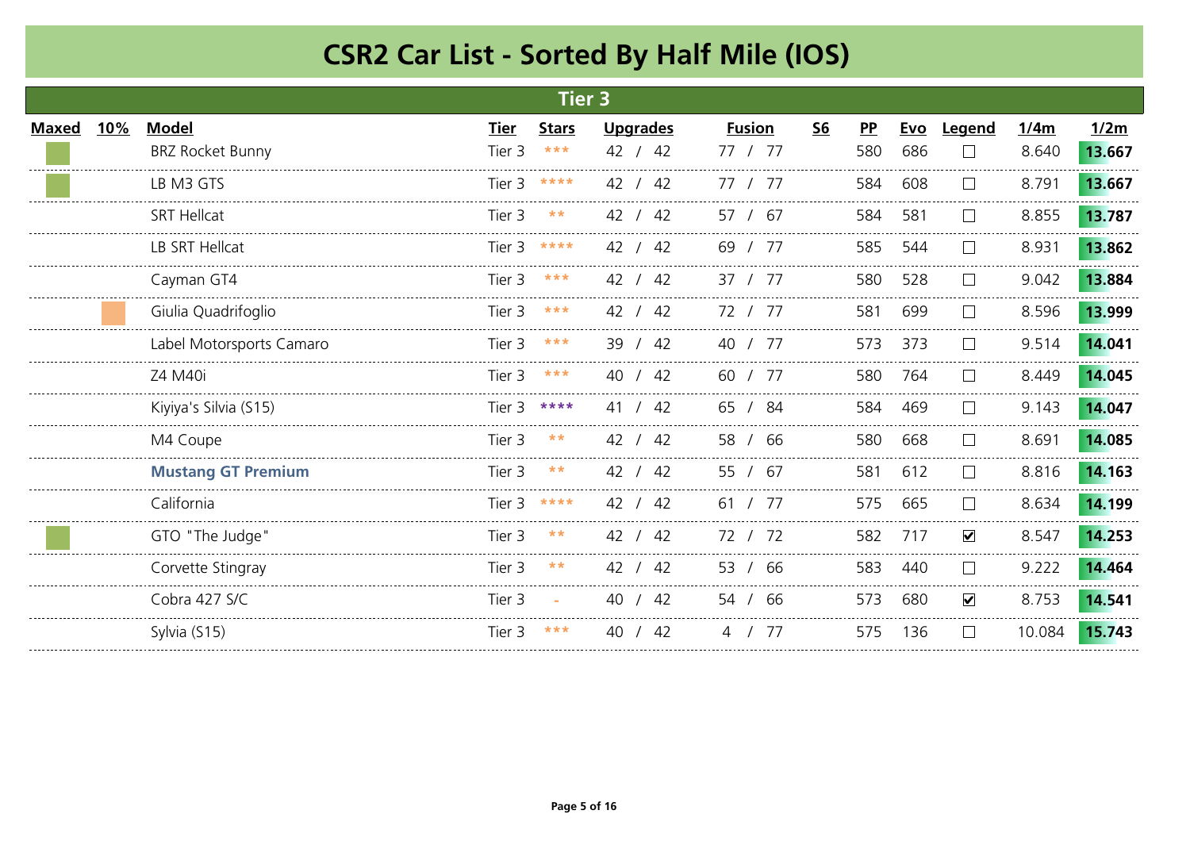# CSR2 Car List - Sorted By Half Mile (IOS)

## Tier 3

| Maxed | 10% | Model | Tier | Stars | Upgrades | Fusion | S6 | PP | Evo | Legend | 1/4m | 1/2m |
|---|---|---|---|---|---|---|---|---|---|---|---|---|
| ■ | | BRZ Rocket Bunny | Tier 3 | *** | 42 / 42 | 77 / 77 | | 580 | 686 | ☐ | 8.640 | 13.667 |
| ■ | | LB M3 GTS | Tier 3 | **** | 42 / 42 | 77 / 77 | | 584 | 608 | ☐ | 8.791 | 13.667 |
| | | SRT Hellcat | Tier 3 | ** | 42 / 42 | 57 / 67 | | 584 | 581 | ☐ | 8.855 | 13.787 |
| | | LB SRT Hellcat | Tier 3 | **** | 42 / 42 | 69 / 77 | | 585 | 544 | ☐ | 8.931 | 13.862 |
| | | Cayman GT4 | Tier 3 | *** | 42 / 42 | 37 / 77 | | 580 | 528 | ☐ | 9.042 | 13.884 |
| | ■ | Giulia Quadrifoglio | Tier 3 | *** | 42 / 42 | 72 / 77 | | 581 | 699 | ☐ | 8.596 | 13.999 |
| | | Label Motorsports Camaro | Tier 3 | *** | 39 / 42 | 40 / 77 | | 573 | 373 | ☐ | 9.514 | 14.041 |
| | | Z4 M40i | Tier 3 | *** | 40 / 42 | 60 / 77 | | 580 | 764 | ☐ | 8.449 | 14.045 |
| | | Kiyiya's Silvia (S15) | Tier 3 | **** | 41 / 42 | 65 / 84 | | 584 | 469 | ☐ | 9.143 | 14.047 |
| | | M4 Coupe | Tier 3 | ** | 42 / 42 | 58 / 66 | | 580 | 668 | ☐ | 8.691 | 14.085 |
| | | **Mustang GT Premium** | Tier 3 | ** | 42 / 42 | 55 / 67 | | 581 | 612 | ☐ | 8.816 | 14.163 |
| | | California | Tier 3 | **** | 42 / 42 | 61 / 77 | | 575 | 665 | ☐ | 8.634 | 14.199 |
| ■ | | GTO "The Judge" | Tier 3 | ** | 42 / 42 | 72 / 72 | | 582 | 717 | ☑ | 8.547 | 14.253 |
| | | Corvette Stingray | Tier 3 | ** | 42 / 42 | 53 / 66 | | 583 | 440 | ☐ | 9.222 | 14.464 |
| | | Cobra 427 S/C | Tier 3 | - | 40 / 42 | 54 / 66 | | 573 | 680 | ☑ | 8.753 | 14.541 |
| | | Sylvia (S15) | Tier 3 | *** | 40 / 42 | 4 / 77 | | 575 | 136 | ☐ | 10.084 | 15.743 |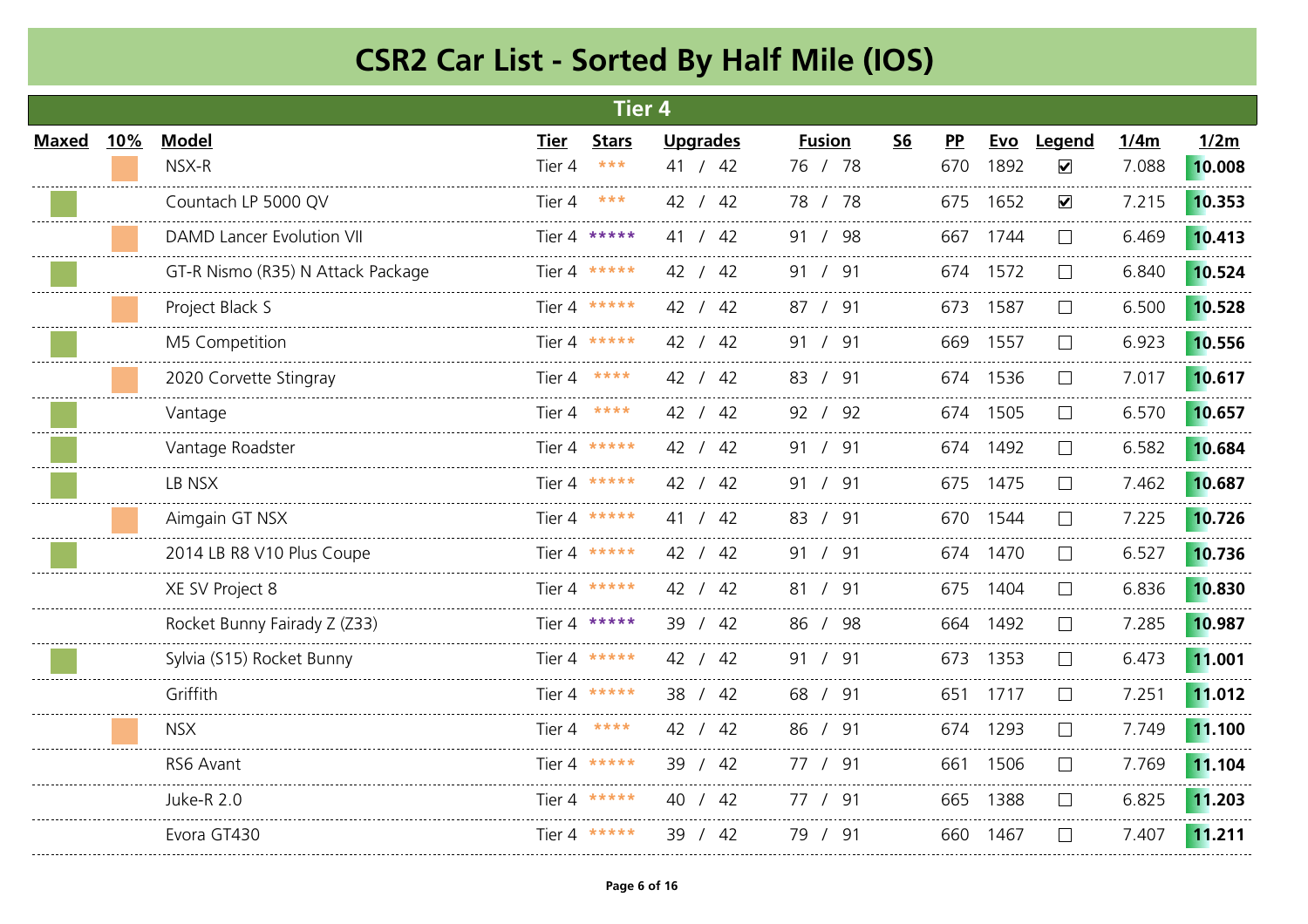# CSR2 Car List - Sorted By Half Mile (IOS)

## Tier 4

| Maxed | 10% | Model | Tier | Stars | Upgrades | Fusion | S6 | PP | Evo | Legend | 1/4m | 1/2m |
|---|---|---|---|---|---|---|---|---|---|---|---|---|
| | ■ | NSX-R | Tier 4 | *** | 41 / 42 | 76 / 78 | | 670 | 1892 | ☑ | 7.088 | **10.008** |
| ■ | | Countach LP 5000 QV | Tier 4 | *** | 42 / 42 | 78 / 78 | | 675 | 1652 | ☑ | 7.215 | **10.353** |
| | ■ | DAMD Lancer Evolution VII | Tier 4 | ***** | 41 / 42 | 91 / 98 | | 667 | 1744 | ☐ | 6.469 | **10.413** |
| ■ | | GT-R Nismo (R35) N Attack Package | Tier 4 | ***** | 42 / 42 | 91 / 91 | | 674 | 1572 | ☐ | 6.840 | **10.524** |
| | ■ | Project Black S | Tier 4 | ***** | 42 / 42 | 87 / 91 | | 673 | 1587 | ☐ | 6.500 | **10.528** |
| ■ | | M5 Competition | Tier 4 | ***** | 42 / 42 | 91 / 91 | | 669 | 1557 | ☐ | 6.923 | **10.556** |
| | ■ | 2020 Corvette Stingray | Tier 4 | **** | 42 / 42 | 83 / 91 | | 674 | 1536 | ☐ | 7.017 | **10.617** |
| ■ | | Vantage | Tier 4 | **** | 42 / 42 | 92 / 92 | | 674 | 1505 | ☐ | 6.570 | **10.657** |
| ■ | | Vantage Roadster | Tier 4 | ***** | 42 / 42 | 91 / 91 | | 674 | 1492 | ☐ | 6.582 | **10.684** |
| ■ | | LB NSX | Tier 4 | ***** | 42 / 42 | 91 / 91 | | 675 | 1475 | ☐ | 7.462 | **10.687** |
| | ■ | Aimgain GT NSX | Tier 4 | ***** | 41 / 42 | 83 / 91 | | 670 | 1544 | ☐ | 7.225 | **10.726** |
| ■ | | 2014 LB R8 V10 Plus Coupe | Tier 4 | ***** | 42 / 42 | 91 / 91 | | 674 | 1470 | ☐ | 6.527 | **10.736** |
| | | XE SV Project 8 | Tier 4 | ***** | 42 / 42 | 81 / 91 | | 675 | 1404 | ☐ | 6.836 | **10.830** |
| | | Rocket Bunny Fairady Z (Z33) | Tier 4 | ***** | 39 / 42 | 86 / 98 | | 664 | 1492 | ☐ | 7.285 | **10.987** |
| ■ | | Sylvia (S15) Rocket Bunny | Tier 4 | ***** | 42 / 42 | 91 / 91 | | 673 | 1353 | ☐ | 6.473 | **11.001** |
| | | Griffith | Tier 4 | ***** | 38 / 42 | 68 / 91 | | 651 | 1717 | ☐ | 7.251 | **11.012** |
| | ■ | NSX | Tier 4 | **** | 42 / 42 | 86 / 91 | | 674 | 1293 | ☐ | 7.749 | **11.100** |
| | | RS6 Avant | Tier 4 | ***** | 39 / 42 | 77 / 91 | | 661 | 1506 | ☐ | 7.769 | **11.104** |
| | | Juke-R 2.0 | Tier 4 | ***** | 40 / 42 | 77 / 91 | | 665 | 1388 | ☐ | 6.825 | **11.203** |
| | | Evora GT430 | Tier 4 | ***** | 39 / 42 | 79 / 91 | | 660 | 1467 | ☐ | 7.407 | **11.211** |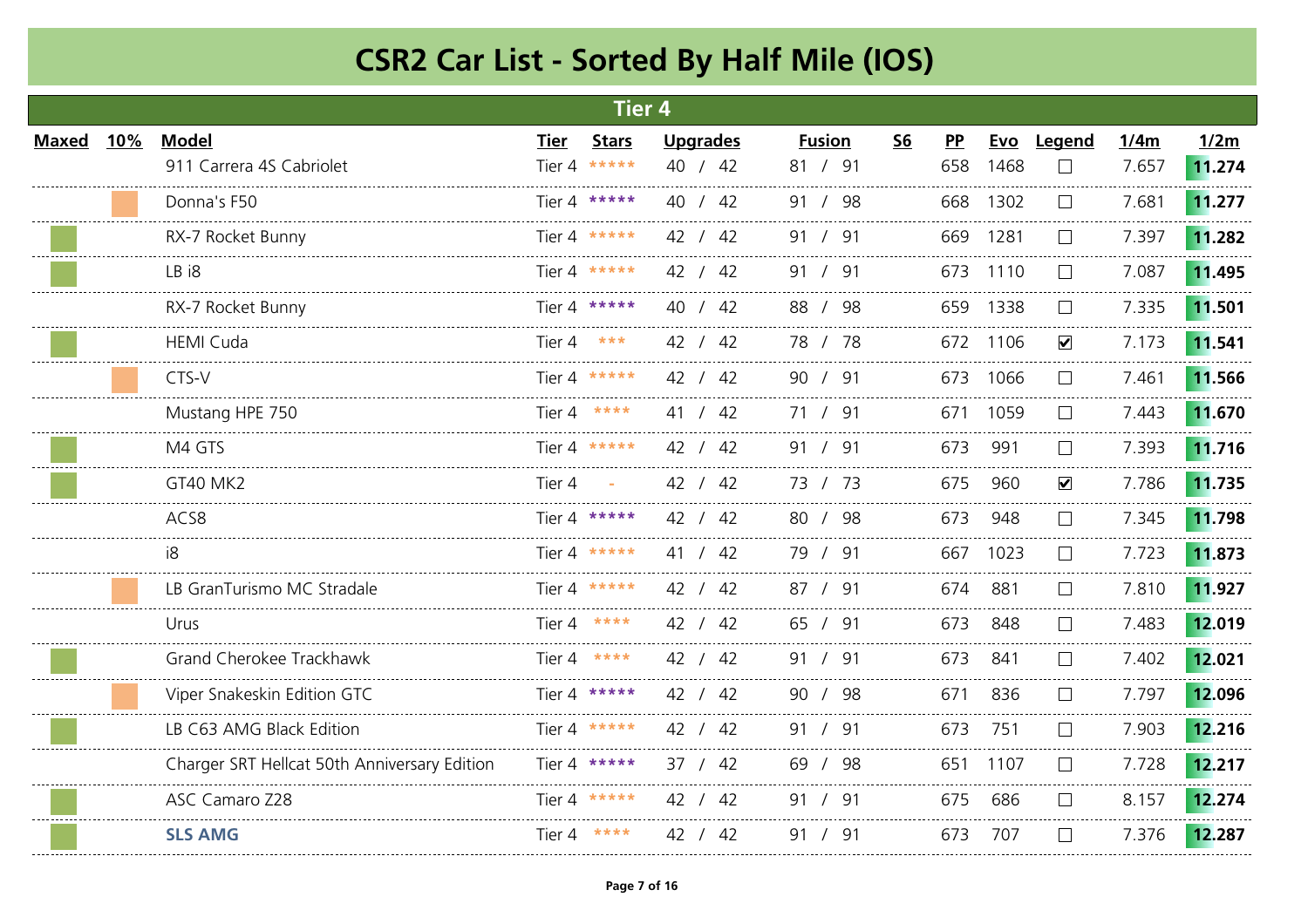# CSR2 Car List - Sorted By Half Mile (IOS)

## Tier 4

| Maxed | 10% | Model | Tier | Stars | Upgrades | Fusion | S6 | PP | Evo | Legend | 1/4m | 1/2m |
|---|---|---|---|---|---|---|---|---|---|---|---|---|
| | | 911 Carrera 4S Cabriolet | Tier 4 | ***** | 40 / 42 | 81 / 91 | | 658 | 1468 | ☐ | 7.657 | **11.274** |
| | ■ | Donna's F50 | Tier 4 | ***** | 40 / 42 | 91 / 98 | | 668 | 1302 | ☐ | 7.681 | **11.277** |
| ■ | | RX-7 Rocket Bunny | Tier 4 | ***** | 42 / 42 | 91 / 91 | | 669 | 1281 | ☐ | 7.397 | **11.282** |
| ■ | | LB i8 | Tier 4 | ***** | 42 / 42 | 91 / 91 | | 673 | 1110 | ☐ | 7.087 | **11.495** |
| | | RX-7 Rocket Bunny | Tier 4 | ***** | 40 / 42 | 88 / 98 | | 659 | 1338 | ☐ | 7.335 | **11.501** |
| ■ | | HEMI Cuda | Tier 4 | *** | 42 / 42 | 78 / 78 | | 672 | 1106 | ☑ | 7.173 | **11.541** |
| | ■ | CTS-V | Tier 4 | ***** | 42 / 42 | 90 / 91 | | 673 | 1066 | ☐ | 7.461 | **11.566** |
| | | Mustang HPE 750 | Tier 4 | **** | 41 / 42 | 71 / 91 | | 671 | 1059 | ☐ | 7.443 | **11.670** |
| ■ | | M4 GTS | Tier 4 | ***** | 42 / 42 | 91 / 91 | | 673 | 991 | ☐ | 7.393 | **11.716** |
| ■ | | GT40 MK2 | Tier 4 | - | 42 / 42 | 73 / 73 | | 675 | 960 | ☑ | 7.786 | **11.735** |
| | | ACS8 | Tier 4 | ***** | 42 / 42 | 80 / 98 | | 673 | 948 | ☐ | 7.345 | **11.798** |
| | | i8 | Tier 4 | ***** | 41 / 42 | 79 / 91 | | 667 | 1023 | ☐ | 7.723 | **11.873** |
| | ■ | LB GranTurismo MC Stradale | Tier 4 | ***** | 42 / 42 | 87 / 91 | | 674 | 881 | ☐ | 7.810 | **11.927** |
| | | Urus | Tier 4 | **** | 42 / 42 | 65 / 91 | | 673 | 848 | ☐ | 7.483 | **12.019** |
| ■ | | Grand Cherokee Trackhawk | Tier 4 | **** | 42 / 42 | 91 / 91 | | 673 | 841 | ☐ | 7.402 | **12.021** |
| | ■ | Viper Snakeskin Edition GTC | Tier 4 | ***** | 42 / 42 | 90 / 98 | | 671 | 836 | ☐ | 7.797 | **12.096** |
| ■ | | LB C63 AMG Black Edition | Tier 4 | ***** | 42 / 42 | 91 / 91 | | 673 | 751 | ☐ | 7.903 | **12.216** |
| | | Charger SRT Hellcat 50th Anniversary Edition | Tier 4 | ***** | 37 / 42 | 69 / 98 | | 651 | 1107 | ☐ | 7.728 | **12.217** |
| ■ | | ASC Camaro Z28 | Tier 4 | ***** | 42 / 42 | 91 / 91 | | 675 | 686 | ☐ | 8.157 | **12.274** |
| ■ | | **SLS AMG** | Tier 4 | **** | 42 / 42 | 91 / 91 | | 673 | 707 | ☐ | 7.376 | **12.287** |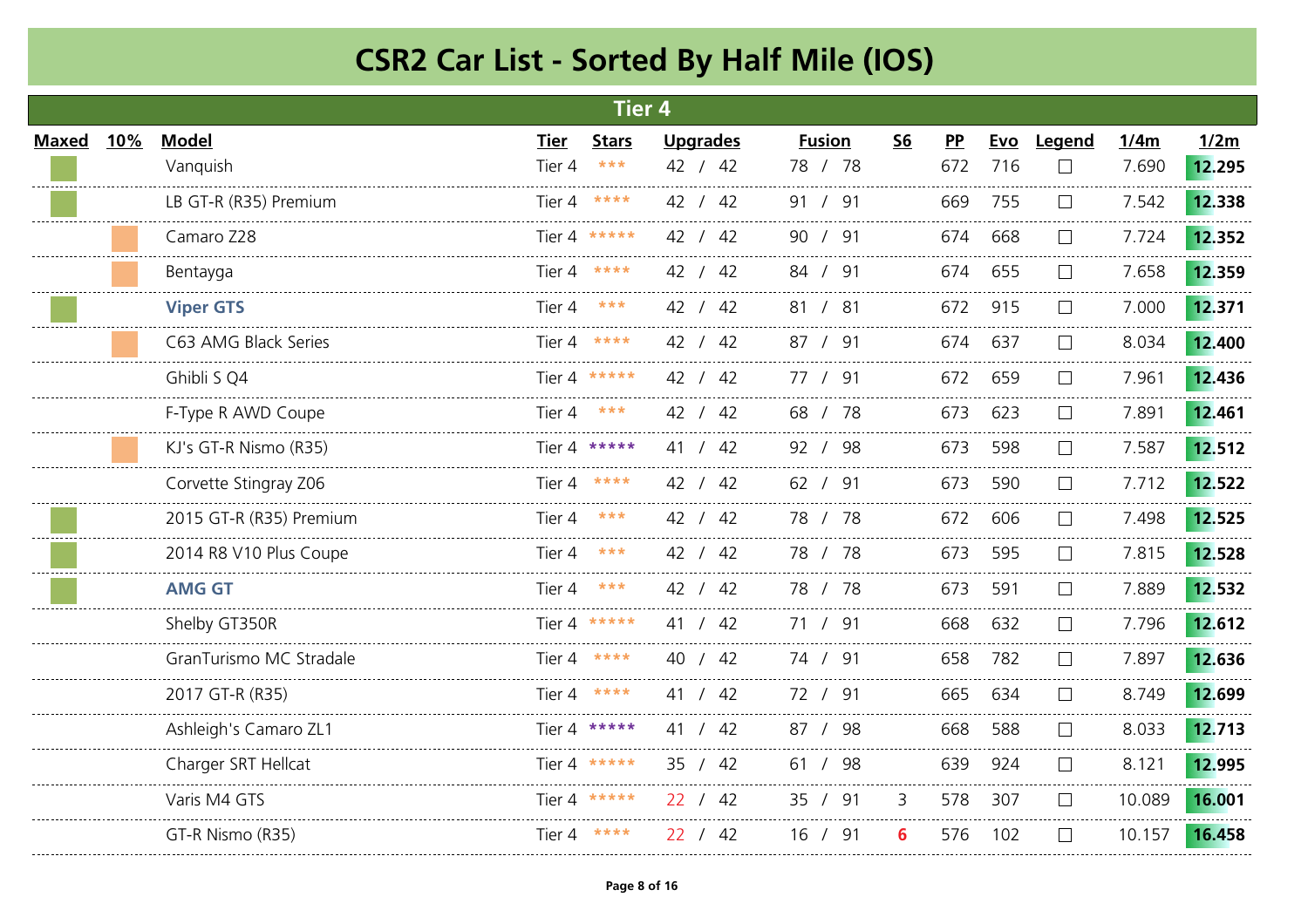# CSR2 Car List - Sorted By Half Mile (IOS)

## Tier 4

| Maxed | 10% | Model | Tier | Stars | Upgrades | Fusion | S6 | PP | Evo | Legend | 1/4m | 1/2m |
|---|---|---|---|---|---|---|---|---|---|---|---|---|
| ■ | | Vanquish | Tier 4 | *** | 42 / 42 | 78 / 78 | | 672 | 716 | ☐ | 7.690 | 12.295 |
| ■ | | LB GT-R (R35) Premium | Tier 4 | **** | 42 / 42 | 91 / 91 | | 669 | 755 | ☐ | 7.542 | 12.338 |
| | ■ | Camaro Z28 | Tier 4 | ***** | 42 / 42 | 90 / 91 | | 674 | 668 | ☐ | 7.724 | 12.352 |
| | ■ | Bentayga | Tier 4 | **** | 42 / 42 | 84 / 91 | | 674 | 655 | ☐ | 7.658 | 12.359 |
| ■ | | **Viper GTS** | Tier 4 | *** | 42 / 42 | 81 / 81 | | 672 | 915 | ☐ | 7.000 | 12.371 |
| | ■ | C63 AMG Black Series | Tier 4 | **** | 42 / 42 | 87 / 91 | | 674 | 637 | ☐ | 8.034 | 12.400 |
| | | Ghibli S Q4 | Tier 4 | ***** | 42 / 42 | 77 / 91 | | 672 | 659 | ☐ | 7.961 | 12.436 |
| | | F-Type R AWD Coupe | Tier 4 | *** | 42 / 42 | 68 / 78 | | 673 | 623 | ☐ | 7.891 | 12.461 |
| | ■ | KJ's GT-R Nismo (R35) | Tier 4 | ***** | 41 / 42 | 92 / 98 | | 673 | 598 | ☐ | 7.587 | 12.512 |
| | | Corvette Stingray Z06 | Tier 4 | **** | 42 / 42 | 62 / 91 | | 673 | 590 | ☐ | 7.712 | 12.522 |
| ■ | | 2015 GT-R (R35) Premium | Tier 4 | *** | 42 / 42 | 78 / 78 | | 672 | 606 | ☐ | 7.498 | 12.525 |
| ■ | | 2014 R8 V10 Plus Coupe | Tier 4 | *** | 42 / 42 | 78 / 78 | | 673 | 595 | ☐ | 7.815 | 12.528 |
| ■ | | **AMG GT** | Tier 4 | *** | 42 / 42 | 78 / 78 | | 673 | 591 | ☐ | 7.889 | 12.532 |
| | | Shelby GT350R | Tier 4 | ***** | 41 / 42 | 71 / 91 | | 668 | 632 | ☐ | 7.796 | 12.612 |
| | | GranTurismo MC Stradale | Tier 4 | **** | 40 / 42 | 74 / 91 | | 658 | 782 | ☐ | 7.897 | 12.636 |
| | | 2017 GT-R (R35) | Tier 4 | **** | 41 / 42 | 72 / 91 | | 665 | 634 | ☐ | 8.749 | 12.699 |
| | | Ashleigh's Camaro ZL1 | Tier 4 | ***** | 41 / 42 | 87 / 98 | | 668 | 588 | ☐ | 8.033 | 12.713 |
| | | Charger SRT Hellcat | Tier 4 | ***** | 35 / 42 | 61 / 98 | | 639 | 924 | ☐ | 8.121 | 12.995 |
| | | Varis M4 GTS | Tier 4 | ***** | 22 / 42 | 35 / 91 | 3 | 578 | 307 | ☐ | 10.089 | 16.001 |
| | | GT-R Nismo (R35) | Tier 4 | **** | 22 / 42 | 16 / 91 | 6 | 576 | 102 | ☐ | 10.157 | 16.458 |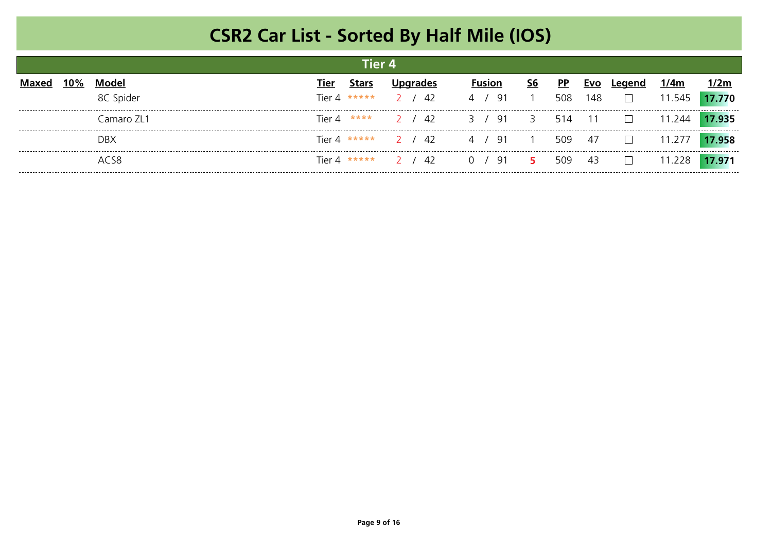# CSR2 Car List - Sorted By Half Mile (IOS)

## Tier 4

| Maxed | 10% | Model | Tier | Stars | Upgrades | Fusion | S6 | PP | Evo | Legend | 1/4m | 1/2m |
|---|---|---|---|---|---|---|---|---|---|---|---|---|
| | | 8C Spider | Tier 4 | ***** | 2 / 42 | 4 / 91 | 1 | 508 | 148 | ☐ | 11.545 | **17.770** |
| | | Camaro ZL1 | Tier 4 | **** | 2 / 42 | 3 / 91 | 3 | 514 | 11 | ☐ | 11.244 | **17.935** |
| | | DBX | Tier 4 | ***** | 2 / 42 | 4 / 91 | 1 | 509 | 47 | ☐ | 11.277 | **17.958** |
| | | ACS8 | Tier 4 | ***** | 2 / 42 | 0 / 91 | **5** | 509 | 43 | ☐ | 11.228 | **17.971** |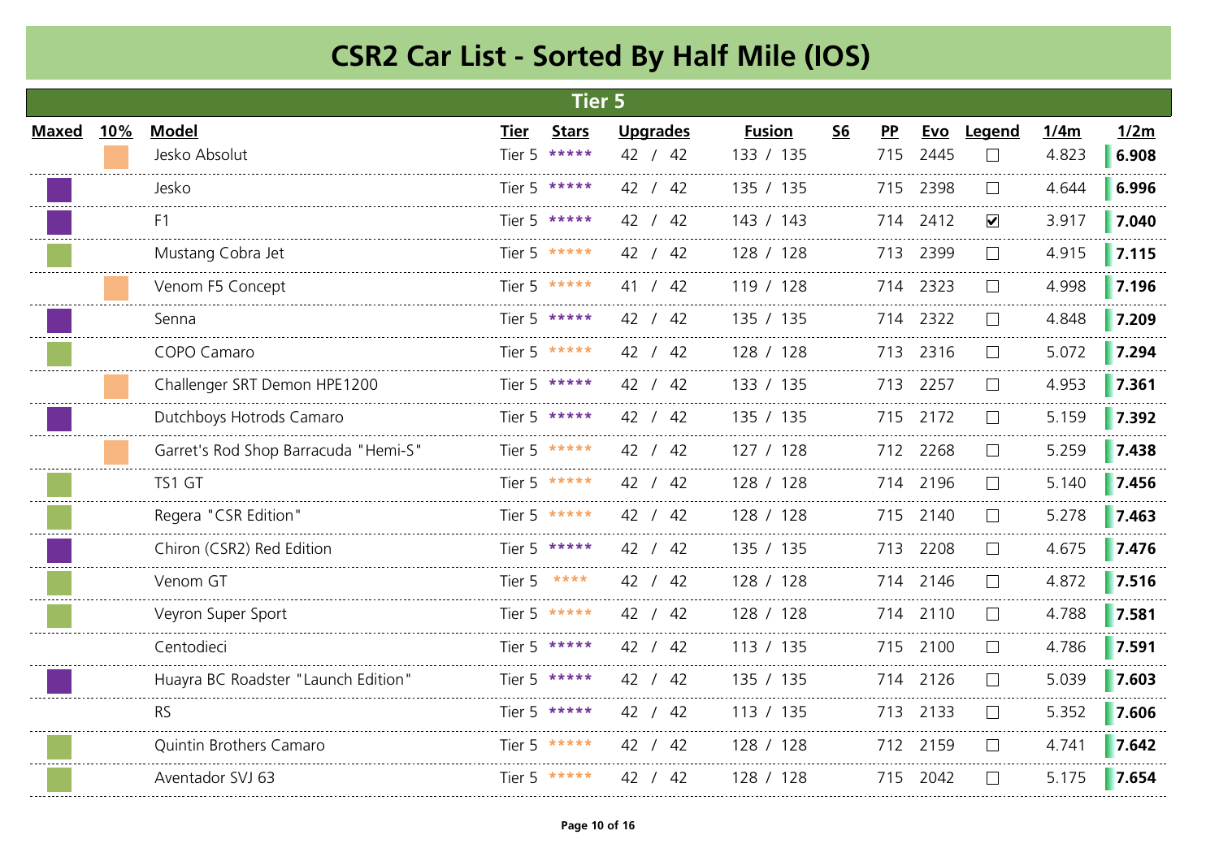# CSR2 Car List - Sorted By Half Mile (IOS)

## Tier 5

| Maxed | 10% | Model | Tier | Stars | Upgrades | Fusion | S6 | PP | Evo | Legend | 1/4m | 1/2m |
|---|---|---|---|---|---|---|---|---|---|---|---|---|
| | ■ | Jesko Absolut | Tier 5 | ***** | 42 / 42 | 133 / 135 | | 715 | 2445 | ☐ | 4.823 | **6.908** |
| ■ | | Jesko | Tier 5 | ***** | 42 / 42 | 135 / 135 | | 715 | 2398 | ☐ | 4.644 | **6.996** |
| ■ | | F1 | Tier 5 | ***** | 42 / 42 | 143 / 143 | | 714 | 2412 | ☑ | 3.917 | **7.040** |
| ■ | | Mustang Cobra Jet | Tier 5 | ***** | 42 / 42 | 128 / 128 | | 713 | 2399 | ☐ | 4.915 | **7.115** |
| | ■ | Venom F5 Concept | Tier 5 | ***** | 41 / 42 | 119 / 128 | | 714 | 2323 | ☐ | 4.998 | **7.196** |
| ■ | | Senna | Tier 5 | ***** | 42 / 42 | 135 / 135 | | 714 | 2322 | ☐ | 4.848 | **7.209** |
| ■ | | COPO Camaro | Tier 5 | ***** | 42 / 42 | 128 / 128 | | 713 | 2316 | ☐ | 5.072 | **7.294** |
| | ■ | Challenger SRT Demon HPE1200 | Tier 5 | ***** | 42 / 42 | 133 / 135 | | 713 | 2257 | ☐ | 4.953 | **7.361** |
| ■ | | Dutchboys Hotrods Camaro | Tier 5 | ***** | 42 / 42 | 135 / 135 | | 715 | 2172 | ☐ | 5.159 | **7.392** |
| | ■ | Garret's Rod Shop Barracuda "Hemi-S" | Tier 5 | ***** | 42 / 42 | 127 / 128 | | 712 | 2268 | ☐ | 5.259 | **7.438** |
| ■ | | TS1 GT | Tier 5 | ***** | 42 / 42 | 128 / 128 | | 714 | 2196 | ☐ | 5.140 | **7.456** |
| ■ | | Regera "CSR Edition" | Tier 5 | ***** | 42 / 42 | 128 / 128 | | 715 | 2140 | ☐ | 5.278 | **7.463** |
| ■ | | Chiron (CSR2) Red Edition | Tier 5 | ***** | 42 / 42 | 135 / 135 | | 713 | 2208 | ☐ | 4.675 | **7.476** |
| ■ | | Venom GT | Tier 5 | **** | 42 / 42 | 128 / 128 | | 714 | 2146 | ☐ | 4.872 | **7.516** |
| ■ | | Veyron Super Sport | Tier 5 | ***** | 42 / 42 | 128 / 128 | | 714 | 2110 | ☐ | 4.788 | **7.581** |
| | | Centodieci | Tier 5 | ***** | 42 / 42 | 113 / 135 | | 715 | 2100 | ☐ | 4.786 | **7.591** |
| ■ | | Huayra BC Roadster "Launch Edition" | Tier 5 | ***** | 42 / 42 | 135 / 135 | | 714 | 2126 | ☐ | 5.039 | **7.603** |
| | | RS | Tier 5 | ***** | 42 / 42 | 113 / 135 | | 713 | 2133 | ☐ | 5.352 | **7.606** |
| ■ | | Quintin Brothers Camaro | Tier 5 | ***** | 42 / 42 | 128 / 128 | | 712 | 2159 | ☐ | 4.741 | **7.642** |
| ■ | | Aventador SVJ 63 | Tier 5 | ***** | 42 / 42 | 128 / 128 | | 715 | 2042 | ☐ | 5.175 | **7.654** |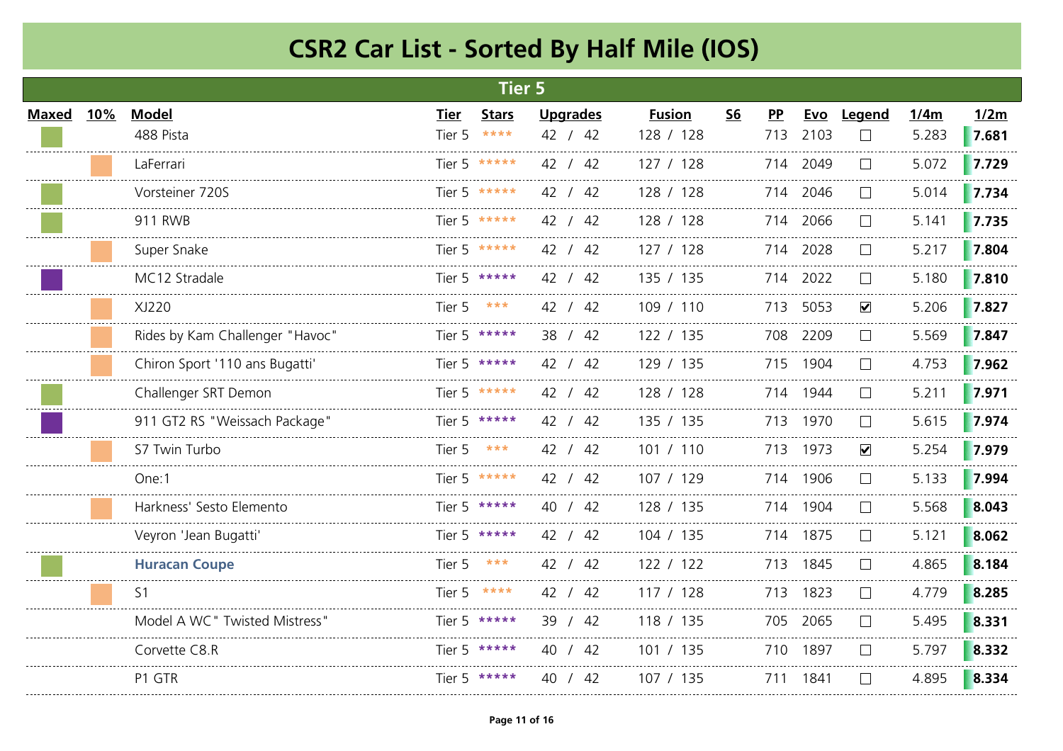# CSR2 Car List - Sorted By Half Mile (IOS)

## Tier 5

| Maxed | 10% | Model | Tier | Stars | Upgrades | Fusion | S6 | PP | Evo | Legend | 1/4m | 1/2m |
|---|---|---|---|---|---|---|---|---|---|---|---|---|
| ■ | | 488 Pista | Tier 5 | **** | 42 / 42 | 128 / 128 | | 713 | 2103 | ☐ | 5.283 | **7.681** |
| | ■ | LaFerrari | Tier 5 | ***** | 42 / 42 | 127 / 128 | | 714 | 2049 | ☐ | 5.072 | **7.729** |
| ■ | | Vorsteiner 720S | Tier 5 | ***** | 42 / 42 | 128 / 128 | | 714 | 2046 | ☐ | 5.014 | **7.734** |
| ■ | | 911 RWB | Tier 5 | ***** | 42 / 42 | 128 / 128 | | 714 | 2066 | ☐ | 5.141 | **7.735** |
| | ■ | Super Snake | Tier 5 | ***** | 42 / 42 | 127 / 128 | | 714 | 2028 | ☐ | 5.217 | **7.804** |
| ■ | | MC12 Stradale | Tier 5 | ***** | 42 / 42 | 135 / 135 | | 714 | 2022 | ☐ | 5.180 | **7.810** |
| | ■ | XJ220 | Tier 5 | *** | 42 / 42 | 109 / 110 | | 713 | 5053 | ☑ | 5.206 | **7.827** |
| | ■ | Rides by Kam Challenger "Havoc" | Tier 5 | ***** | 38 / 42 | 122 / 135 | | 708 | 2209 | ☐ | 5.569 | **7.847** |
| | ■ | Chiron Sport '110 ans Bugatti' | Tier 5 | ***** | 42 / 42 | 129 / 135 | | 715 | 1904 | ☐ | 4.753 | **7.962** |
| ■ | | Challenger SRT Demon | Tier 5 | ***** | 42 / 42 | 128 / 128 | | 714 | 1944 | ☐ | 5.211 | **7.971** |
| ■ | | 911 GT2 RS "Weissach Package" | Tier 5 | ***** | 42 / 42 | 135 / 135 | | 713 | 1970 | ☐ | 5.615 | **7.974** |
| | ■ | S7 Twin Turbo | Tier 5 | *** | 42 / 42 | 101 / 110 | | 713 | 1973 | ☑ | 5.254 | **7.979** |
| | | One:1 | Tier 5 | ***** | 42 / 42 | 107 / 129 | | 714 | 1906 | ☐ | 5.133 | **7.994** |
| | ■ | Harkness' Sesto Elemento | Tier 5 | ***** | 40 / 42 | 128 / 135 | | 714 | 1904 | ☐ | 5.568 | **8.043** |
| | | Veyron 'Jean Bugatti' | Tier 5 | ***** | 42 / 42 | 104 / 135 | | 714 | 1875 | ☐ | 5.121 | **8.062** |
| ■ | | **Huracan Coupe** | Tier 5 | *** | 42 / 42 | 122 / 122 | | 713 | 1845 | ☐ | 4.865 | **8.184** |
| | ■ | S1 | Tier 5 | **** | 42 / 42 | 117 / 128 | | 713 | 1823 | ☐ | 4.779 | **8.285** |
| | | Model A WC" Twisted Mistress" | Tier 5 | ***** | 39 / 42 | 118 / 135 | | 705 | 2065 | ☐ | 5.495 | **8.331** |
| | | Corvette C8.R | Tier 5 | ***** | 40 / 42 | 101 / 135 | | 710 | 1897 | ☐ | 5.797 | **8.332** |
| | | P1 GTR | Tier 5 | ***** | 40 / 42 | 107 / 135 | | 711 | 1841 | ☐ | 4.895 | **8.334** |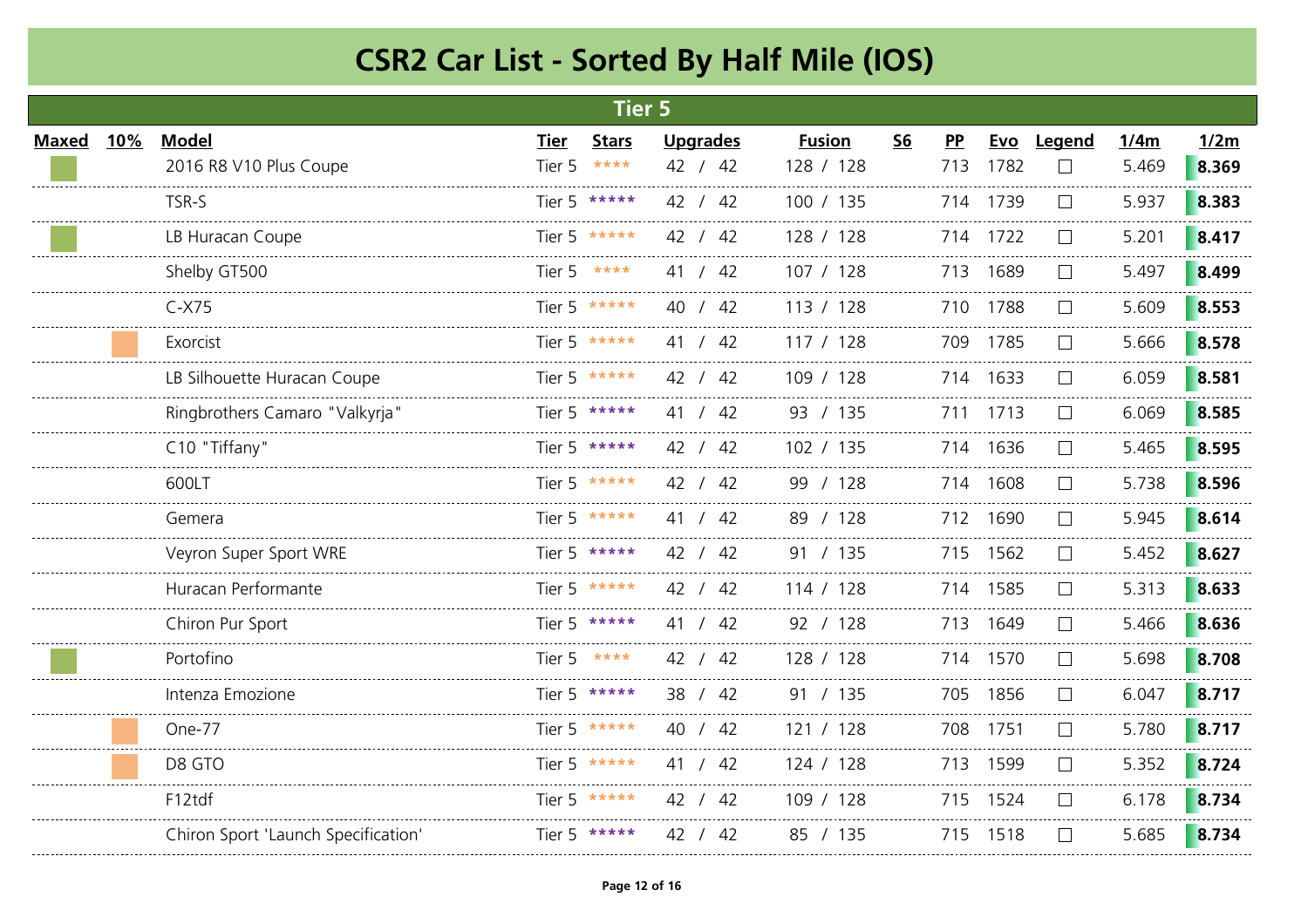# CSR2 Car List - Sorted By Half Mile (IOS)

## Tier 5

| Maxed | 10% | Model | Tier | Stars | Upgrades | Fusion | S6 | PP | Evo | Legend | 1/4m | 1/2m |
|---|---|---|---|---|---|---|---|---|---|---|---|---|
| ■ | | 2016 R8 V10 Plus Coupe | Tier 5 | **** | 42 / 42 | 128 / 128 | | 713 | 1782 | ☐ | 5.469 | **8.369** |
| | | TSR-S | Tier 5 | ***** | 42 / 42 | 100 / 135 | | 714 | 1739 | ☐ | 5.937 | **8.383** |
| ■ | | LB Huracan Coupe | Tier 5 | ***** | 42 / 42 | 128 / 128 | | 714 | 1722 | ☐ | 5.201 | **8.417** |
| | | Shelby GT500 | Tier 5 | **** | 41 / 42 | 107 / 128 | | 713 | 1689 | ☐ | 5.497 | **8.499** |
| | | C-X75 | Tier 5 | ***** | 40 / 42 | 113 / 128 | | 710 | 1788 | ☐ | 5.609 | **8.553** |
| | ■ | Exorcist | Tier 5 | ***** | 41 / 42 | 117 / 128 | | 709 | 1785 | ☐ | 5.666 | **8.578** |
| | | LB Silhouette Huracan Coupe | Tier 5 | ***** | 42 / 42 | 109 / 128 | | 714 | 1633 | ☐ | 6.059 | **8.581** |
| | | Ringbrothers Camaro "Valkyrja" | Tier 5 | ***** | 41 / 42 | 93 / 135 | | 711 | 1713 | ☐ | 6.069 | **8.585** |
| | | C10 "Tiffany" | Tier 5 | ***** | 42 / 42 | 102 / 135 | | 714 | 1636 | ☐ | 5.465 | **8.595** |
| | | 600LT | Tier 5 | ***** | 42 / 42 | 99 / 128 | | 714 | 1608 | ☐ | 5.738 | **8.596** |
| | | Gemera | Tier 5 | ***** | 41 / 42 | 89 / 128 | | 712 | 1690 | ☐ | 5.945 | **8.614** |
| | | Veyron Super Sport WRE | Tier 5 | ***** | 42 / 42 | 91 / 135 | | 715 | 1562 | ☐ | 5.452 | **8.627** |
| | | Huracan Performante | Tier 5 | ***** | 42 / 42 | 114 / 128 | | 714 | 1585 | ☐ | 5.313 | **8.633** |
| | | Chiron Pur Sport | Tier 5 | ***** | 41 / 42 | 92 / 128 | | 713 | 1649 | ☐ | 5.466 | **8.636** |
| ■ | | Portofino | Tier 5 | **** | 42 / 42 | 128 / 128 | | 714 | 1570 | ☐ | 5.698 | **8.708** |
| | | Intenza Emozione | Tier 5 | ***** | 38 / 42 | 91 / 135 | | 705 | 1856 | ☐ | 6.047 | **8.717** |
| | ■ | One-77 | Tier 5 | ***** | 40 / 42 | 121 / 128 | | 708 | 1751 | ☐ | 5.780 | **8.717** |
| | ■ | D8 GTO | Tier 5 | ***** | 41 / 42 | 124 / 128 | | 713 | 1599 | ☐ | 5.352 | **8.724** |
| | | F12tdf | Tier 5 | ***** | 42 / 42 | 109 / 128 | | 715 | 1524 | ☐ | 6.178 | **8.734** |
| | | Chiron Sport 'Launch Specification' | Tier 5 | ***** | 42 / 42 | 85 / 135 | | 715 | 1518 | ☐ | 5.685 | **8.734** |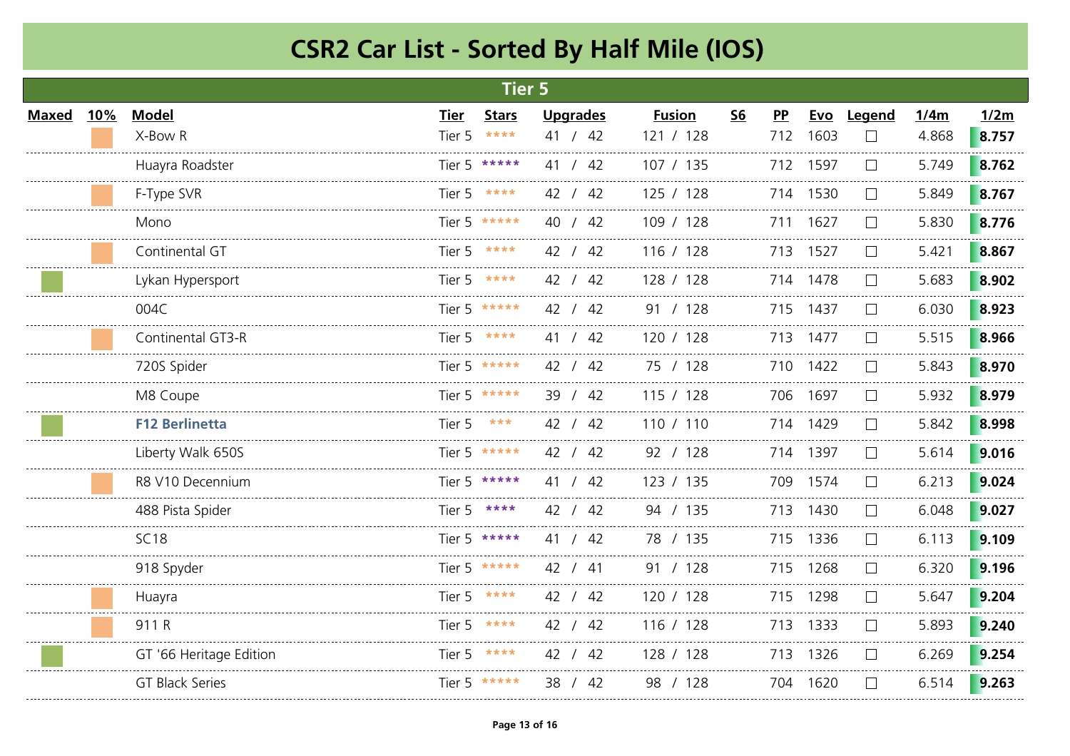# CSR2 Car List - Sorted By Half Mile (IOS)

## Tier 5

| Maxed | 10% | Model | Tier | Stars | Upgrades | Fusion | S6 | PP | Evo | Legend | 1/4m | 1/2m |
|---|---|---|---|---|---|---|---|---|---|---|---|---|
| | ■ | X-Bow R | Tier 5 | **** | 41 / 42 | 121 / 128 | | 712 | 1603 | ☐ | 4.868 | **8.757** |
| | | Huayra Roadster | Tier 5 | ***** | 41 / 42 | 107 / 135 | | 712 | 1597 | ☐ | 5.749 | **8.762** |
| | ■ | F-Type SVR | Tier 5 | **** | 42 / 42 | 125 / 128 | | 714 | 1530 | ☐ | 5.849 | **8.767** |
| | | Mono | Tier 5 | ***** | 40 / 42 | 109 / 128 | | 711 | 1627 | ☐ | 5.830 | **8.776** |
| | ■ | Continental GT | Tier 5 | **** | 42 / 42 | 116 / 128 | | 713 | 1527 | ☐ | 5.421 | **8.867** |
| ■ | | Lykan Hypersport | Tier 5 | **** | 42 / 42 | 128 / 128 | | 714 | 1478 | ☐ | 5.683 | **8.902** |
| | | 004C | Tier 5 | ***** | 42 / 42 | 91 / 128 | | 715 | 1437 | ☐ | 6.030 | **8.923** |
| | ■ | Continental GT3-R | Tier 5 | **** | 41 / 42 | 120 / 128 | | 713 | 1477 | ☐ | 5.515 | **8.966** |
| | | 720S Spider | Tier 5 | ***** | 42 / 42 | 75 / 128 | | 710 | 1422 | ☐ | 5.843 | **8.970** |
| | | M8 Coupe | Tier 5 | ***** | 39 / 42 | 115 / 128 | | 706 | 1697 | ☐ | 5.932 | **8.979** |
| ■ | | **F12 Berlinetta** | Tier 5 | *** | 42 / 42 | 110 / 110 | | 714 | 1429 | ☐ | 5.842 | **8.998** |
| | | Liberty Walk 650S | Tier 5 | ***** | 42 / 42 | 92 / 128 | | 714 | 1397 | ☐ | 5.614 | **9.016** |
| | ■ | R8 V10 Decennium | Tier 5 | ***** | 41 / 42 | 123 / 135 | | 709 | 1574 | ☐ | 6.213 | **9.024** |
| | | 488 Pista Spider | Tier 5 | **** | 42 / 42 | 94 / 135 | | 713 | 1430 | ☐ | 6.048 | **9.027** |
| | | SC18 | Tier 5 | ***** | 41 / 42 | 78 / 135 | | 715 | 1336 | ☐ | 6.113 | **9.109** |
| | | 918 Spyder | Tier 5 | ***** | 42 / 41 | 91 / 128 | | 715 | 1268 | ☐ | 6.320 | **9.196** |
| | ■ | Huayra | Tier 5 | **** | 42 / 42 | 120 / 128 | | 715 | 1298 | ☐ | 5.647 | **9.204** |
| | ■ | 911 R | Tier 5 | **** | 42 / 42 | 116 / 128 | | 713 | 1333 | ☐ | 5.893 | **9.240** |
| ■ | | GT '66 Heritage Edition | Tier 5 | **** | 42 / 42 | 128 / 128 | | 713 | 1326 | ☐ | 6.269 | **9.254** |
| | | GT Black Series | Tier 5 | ***** | 38 / 42 | 98 / 128 | | 704 | 1620 | ☐ | 6.514 | **9.263** |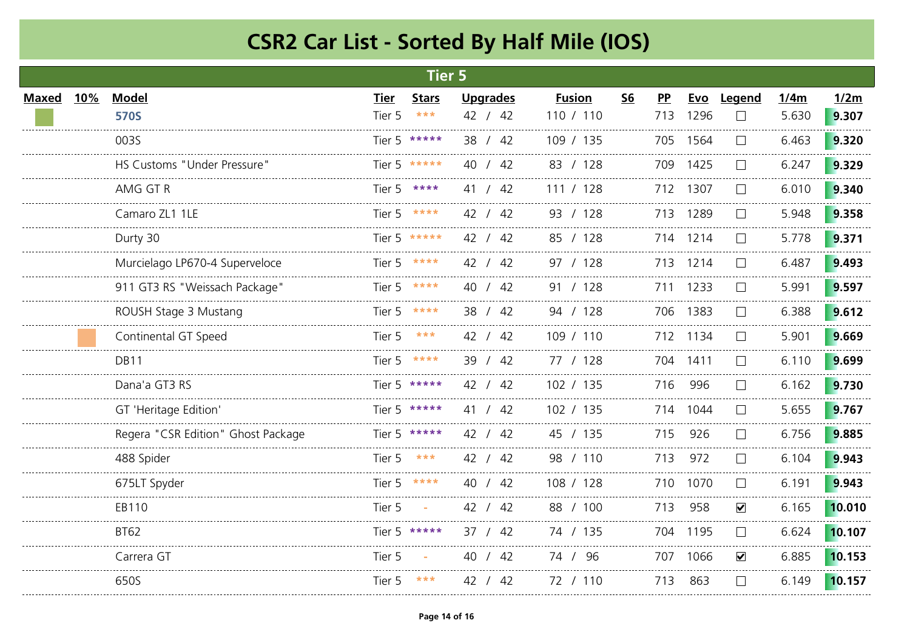# CSR2 Car List - Sorted By Half Mile (IOS)

## Tier 5

| Maxed | 10% | Model | Tier | Stars | Upgrades | Fusion | S6 | PP | Evo | Legend | 1/4m | 1/2m |
|---|---|---|---|---|---|---|---|---|---|---|---|---|
| ■ | | **570S** | Tier 5 | *** | 42 / 42 | 110 / 110 | | 713 | 1296 | ☐ | 5.630 | **9.307** |
| | | 003S | Tier 5 | ***** | 38 / 42 | 109 / 135 | | 705 | 1564 | ☐ | 6.463 | **9.320** |
| | | HS Customs "Under Pressure" | Tier 5 | ***** | 40 / 42 | 83 / 128 | | 709 | 1425 | ☐ | 6.247 | **9.329** |
| | | AMG GT R | Tier 5 | **** | 41 / 42 | 111 / 128 | | 712 | 1307 | ☐ | 6.010 | **9.340** |
| | | Camaro ZL1 1LE | Tier 5 | **** | 42 / 42 | 93 / 128 | | 713 | 1289 | ☐ | 5.948 | **9.358** |
| | | Durty 30 | Tier 5 | ***** | 42 / 42 | 85 / 128 | | 714 | 1214 | ☐ | 5.778 | **9.371** |
| | | Murcielago LP670-4 Superveloce | Tier 5 | **** | 42 / 42 | 97 / 128 | | 713 | 1214 | ☐ | 6.487 | **9.493** |
| | | 911 GT3 RS "Weissach Package" | Tier 5 | **** | 40 / 42 | 91 / 128 | | 711 | 1233 | ☐ | 5.991 | **9.597** |
| | | ROUSH Stage 3 Mustang | Tier 5 | **** | 38 / 42 | 94 / 128 | | 706 | 1383 | ☐ | 6.388 | **9.612** |
| | ■ | Continental GT Speed | Tier 5 | *** | 42 / 42 | 109 / 110 | | 712 | 1134 | ☐ | 5.901 | **9.669** |
| | | DB11 | Tier 5 | **** | 39 / 42 | 77 / 128 | | 704 | 1411 | ☐ | 6.110 | **9.699** |
| | | Dana'a GT3 RS | Tier 5 | ***** | 42 / 42 | 102 / 135 | | 716 | 996 | ☐ | 6.162 | **9.730** |
| | | GT 'Heritage Edition' | Tier 5 | ***** | 41 / 42 | 102 / 135 | | 714 | 1044 | ☐ | 5.655 | **9.767** |
| | | Regera "CSR Edition" Ghost Package | Tier 5 | ***** | 42 / 42 | 45 / 135 | | 715 | 926 | ☐ | 6.756 | **9.885** |
| | | 488 Spider | Tier 5 | *** | 42 / 42 | 98 / 110 | | 713 | 972 | ☐ | 6.104 | **9.943** |
| | | 675LT Spyder | Tier 5 | **** | 40 / 42 | 108 / 128 | | 710 | 1070 | ☐ | 6.191 | **9.943** |
| | | EB110 | Tier 5 | - | 42 / 42 | 88 / 100 | | 713 | 958 | ☑ | 6.165 | **10.010** |
| | | BT62 | Tier 5 | ***** | 37 / 42 | 74 / 135 | | 704 | 1195 | ☐ | 6.624 | **10.107** |
| | | Carrera GT | Tier 5 | - | 40 / 42 | 74 / 96 | | 707 | 1066 | ☑ | 6.885 | **10.153** |
| | | 650S | Tier 5 | *** | 42 / 42 | 72 / 110 | | 713 | 863 | ☐ | 6.149 | **10.157** |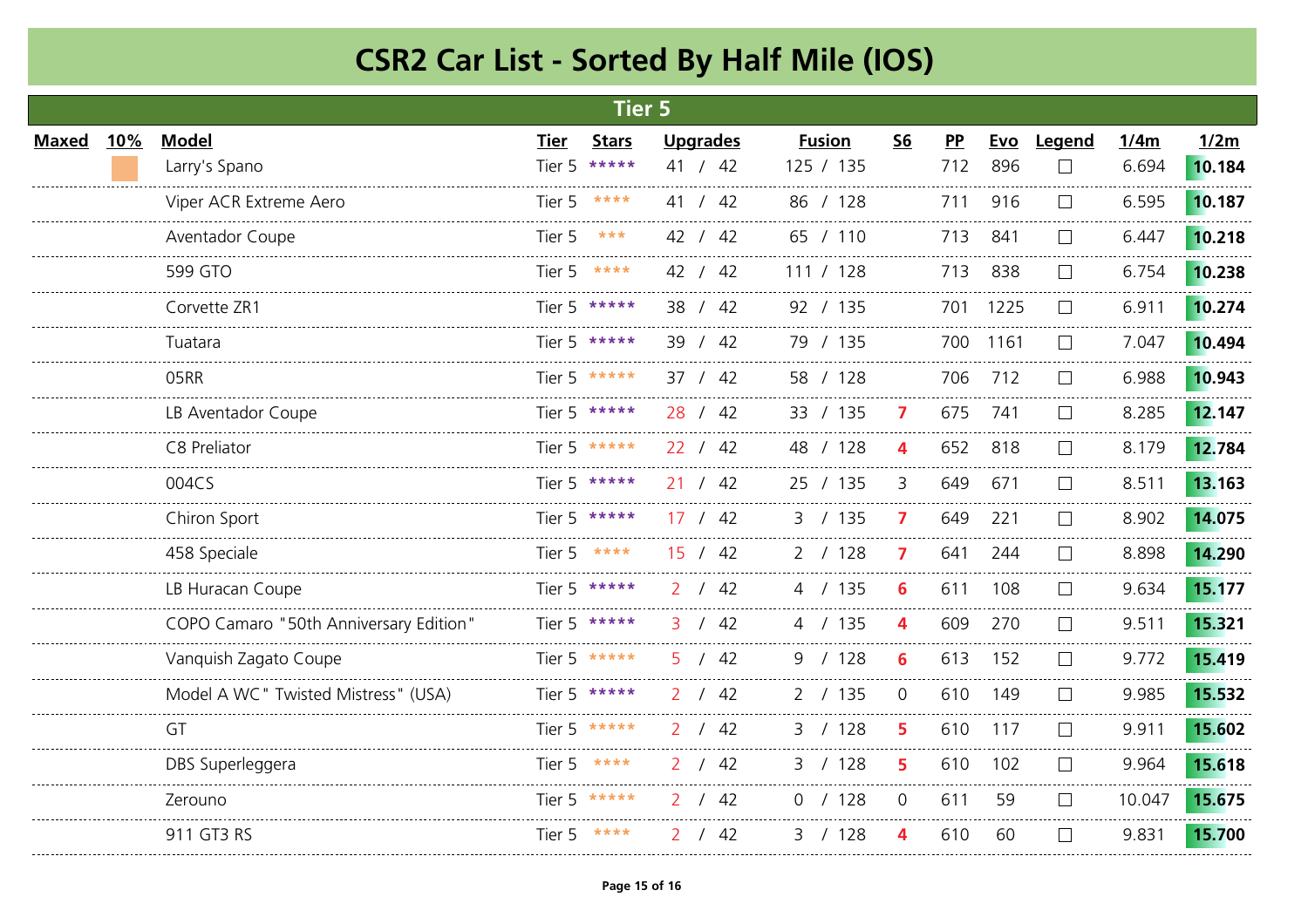# CSR2 Car List - Sorted By Half Mile (IOS)

## Tier 5

| Maxed | 10% | Model | Tier | Stars | Upgrades | Fusion | S6 | PP | Evo | Legend | 1/4m | 1/2m |
|---|---|---|---|---|---|---|---|---|---|---|---|---|
| | | Larry's Spano | Tier 5 | ***** | 41 / 42 | 125 / 135 | | 712 | 896 | ☐ | 6.694 | **10.184** |
| | | Viper ACR Extreme Aero | Tier 5 | **** | 41 / 42 | 86 / 128 | | 711 | 916 | ☐ | 6.595 | **10.187** |
| | | Aventador Coupe | Tier 5 | *** | 42 / 42 | 65 / 110 | | 713 | 841 | ☐ | 6.447 | **10.218** |
| | | 599 GTO | Tier 5 | **** | 42 / 42 | 111 / 128 | | 713 | 838 | ☐ | 6.754 | **10.238** |
| | | Corvette ZR1 | Tier 5 | ***** | 38 / 42 | 92 / 135 | | 701 | 1225 | ☐ | 6.911 | **10.274** |
| | | Tuatara | Tier 5 | ***** | 39 / 42 | 79 / 135 | | 700 | 1161 | ☐ | 7.047 | **10.494** |
| | | 05RR | Tier 5 | ***** | 37 / 42 | 58 / 128 | | 706 | 712 | ☐ | 6.988 | **10.943** |
| | | LB Aventador Coupe | Tier 5 | ***** | 28 / 42 | 33 / 135 | 7 | 675 | 741 | ☐ | 8.285 | **12.147** |
| | | C8 Preliator | Tier 5 | ***** | 22 / 42 | 48 / 128 | 4 | 652 | 818 | ☐ | 8.179 | **12.784** |
| | | 004CS | Tier 5 | ***** | 21 / 42 | 25 / 135 | 3 | 649 | 671 | ☐ | 8.511 | **13.163** |
| | | Chiron Sport | Tier 5 | ***** | 17 / 42 | 3 / 135 | 7 | 649 | 221 | ☐ | 8.902 | **14.075** |
| | | 458 Speciale | Tier 5 | **** | 15 / 42 | 2 / 128 | 7 | 641 | 244 | ☐ | 8.898 | **14.290** |
| | | LB Huracan Coupe | Tier 5 | ***** | 2 / 42 | 4 / 135 | 6 | 611 | 108 | ☐ | 9.634 | **15.177** |
| | | COPO Camaro "50th Anniversary Edition" | Tier 5 | ***** | 3 / 42 | 4 / 135 | 4 | 609 | 270 | ☐ | 9.511 | **15.321** |
| | | Vanquish Zagato Coupe | Tier 5 | ***** | 5 / 42 | 9 / 128 | 6 | 613 | 152 | ☐ | 9.772 | **15.419** |
| | | Model A WC" Twisted Mistress" (USA) | Tier 5 | ***** | 2 / 42 | 2 / 135 | 0 | 610 | 149 | ☐ | 9.985 | **15.532** |
| | | GT | Tier 5 | ***** | 2 / 42 | 3 / 128 | 5 | 610 | 117 | ☐ | 9.911 | **15.602** |
| | | DBS Superleggera | Tier 5 | **** | 2 / 42 | 3 / 128 | 5 | 610 | 102 | ☐ | 9.964 | **15.618** |
| | | Zerouno | Tier 5 | ***** | 2 / 42 | 0 / 128 | 0 | 611 | 59 | ☐ | 10.047 | **15.675** |
| | | 911 GT3 RS | Tier 5 | **** | 2 / 42 | 3 / 128 | 4 | 610 | 60 | ☐ | 9.831 | **15.700** |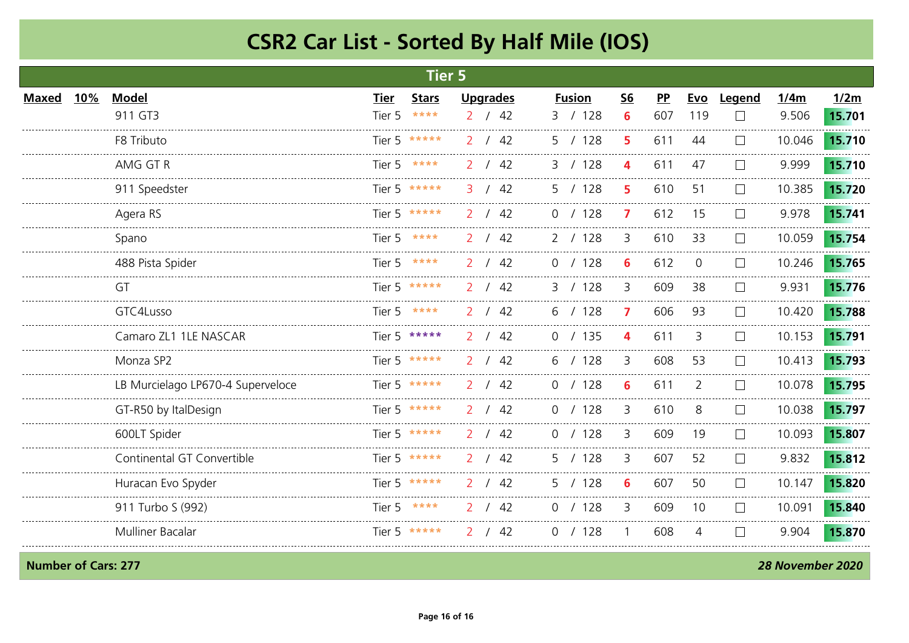# CSR2 Car List - Sorted By Half Mile (IOS)

## Tier 5

| Maxed | 10% | Model | Tier | Stars | Upgrades | Fusion | S6 | PP | Evo | Legend | 1/4m | 1/2m |
|---|---|---|---|---|---|---|---|---|---|---|---|---|
| | | 911 GT3 | Tier 5 | **** | 2 / 42 | 3 / 128 | 6 | 607 | 119 | ☐ | 9.506 | 15.701 |
| | | F8 Tributo | Tier 5 | ***** | 2 / 42 | 5 / 128 | 5 | 611 | 44 | ☐ | 10.046 | 15.710 |
| | | AMG GT R | Tier 5 | **** | 2 / 42 | 3 / 128 | 4 | 611 | 47 | ☐ | 9.999 | 15.710 |
| | | 911 Speedster | Tier 5 | ***** | 3 / 42 | 5 / 128 | 5 | 610 | 51 | ☐ | 10.385 | 15.720 |
| | | Agera RS | Tier 5 | ***** | 2 / 42 | 0 / 128 | 7 | 612 | 15 | ☐ | 9.978 | 15.741 |
| | | Spano | Tier 5 | **** | 2 / 42 | 2 / 128 | 3 | 610 | 33 | ☐ | 10.059 | 15.754 |
| | | 488 Pista Spider | Tier 5 | **** | 2 / 42 | 0 / 128 | 6 | 612 | 0 | ☐ | 10.246 | 15.765 |
| | | GT | Tier 5 | ***** | 2 / 42 | 3 / 128 | 3 | 609 | 38 | ☐ | 9.931 | 15.776 |
| | | GTC4Lusso | Tier 5 | **** | 2 / 42 | 6 / 128 | 7 | 606 | 93 | ☐ | 10.420 | 15.788 |
| | | Camaro ZL1 1LE NASCAR | Tier 5 | ***** | 2 / 42 | 0 / 135 | 4 | 611 | 3 | ☐ | 10.153 | 15.791 |
| | | Monza SP2 | Tier 5 | ***** | 2 / 42 | 6 / 128 | 3 | 608 | 53 | ☐ | 10.413 | 15.793 |
| | | LB Murcielago LP670-4 Superveloce | Tier 5 | ***** | 2 / 42 | 0 / 128 | 6 | 611 | 2 | ☐ | 10.078 | 15.795 |
| | | GT-R50 by ItalDesign | Tier 5 | ***** | 2 / 42 | 0 / 128 | 3 | 610 | 8 | ☐ | 10.038 | 15.797 |
| | | 600LT Spider | Tier 5 | ***** | 2 / 42 | 0 / 128 | 3 | 609 | 19 | ☐ | 10.093 | 15.807 |
| | | Continental GT Convertible | Tier 5 | ***** | 2 / 42 | 5 / 128 | 3 | 607 | 52 | ☐ | 9.832 | 15.812 |
| | | Huracan Evo Spyder | Tier 5 | ***** | 2 / 42 | 5 / 128 | 6 | 607 | 50 | ☐ | 10.147 | 15.820 |
| | | 911 Turbo S (992) | Tier 5 | **** | 2 / 42 | 0 / 128 | 3 | 609 | 10 | ☐ | 10.091 | 15.840 |
| | | Mulliner Bacalar | Tier 5 | ***** | 2 / 42 | 0 / 128 | 1 | 608 | 4 | ☐ | 9.904 | 15.870 |

**Number of Cars: 277** — ***28 November 2020***